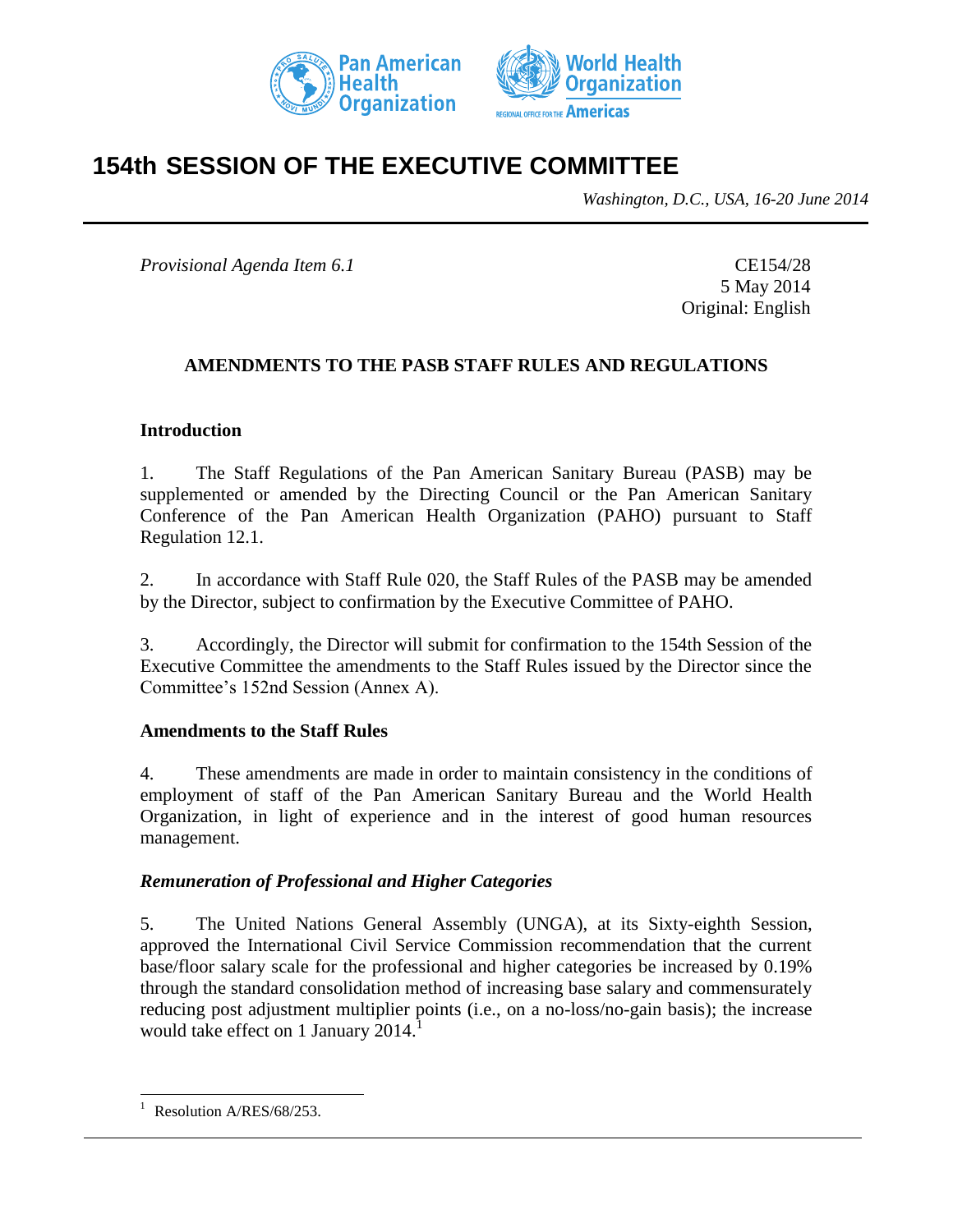# 154th SESSION OF THE EXECUTIVE COMMITTEE

*Washington, D.C., USA, 16-20 June 2014*

*Provisional Agenda Item 6.1*

CE154/28
5 May 2014
Original: English

## AMENDMENTS TO THE PASB STAFF RULES AND REGULATIONS

### Introduction

1. The Staff Regulations of the Pan American Sanitary Bureau (PASB) may be supplemented or amended by the Directing Council or the Pan American Sanitary Conference of the Pan American Health Organization (PAHO) pursuant to Staff Regulation 12.1.

2. In accordance with Staff Rule 020, the Staff Rules of the PASB may be amended by the Director, subject to confirmation by the Executive Committee of PAHO.

3. Accordingly, the Director will submit for confirmation to the 154th Session of the Executive Committee the amendments to the Staff Rules issued by the Director since the Committee's 152nd Session (Annex A).

### Amendments to the Staff Rules

4. These amendments are made in order to maintain consistency in the conditions of employment of staff of the Pan American Sanitary Bureau and the World Health Organization, in light of experience and in the interest of good human resources management.

#### *Remuneration of Professional and Higher Categories*

5. The United Nations General Assembly (UNGA), at its Sixty-eighth Session, approved the International Civil Service Commission recommendation that the current base/floor salary scale for the professional and higher categories be increased by 0.19% through the standard consolidation method of increasing base salary and commensurately reducing post adjustment multiplier points (i.e., on a no-loss/no-gain basis); the increase would take effect on 1 January 2014.[1]

---

[1] Resolution A/RES/68/253.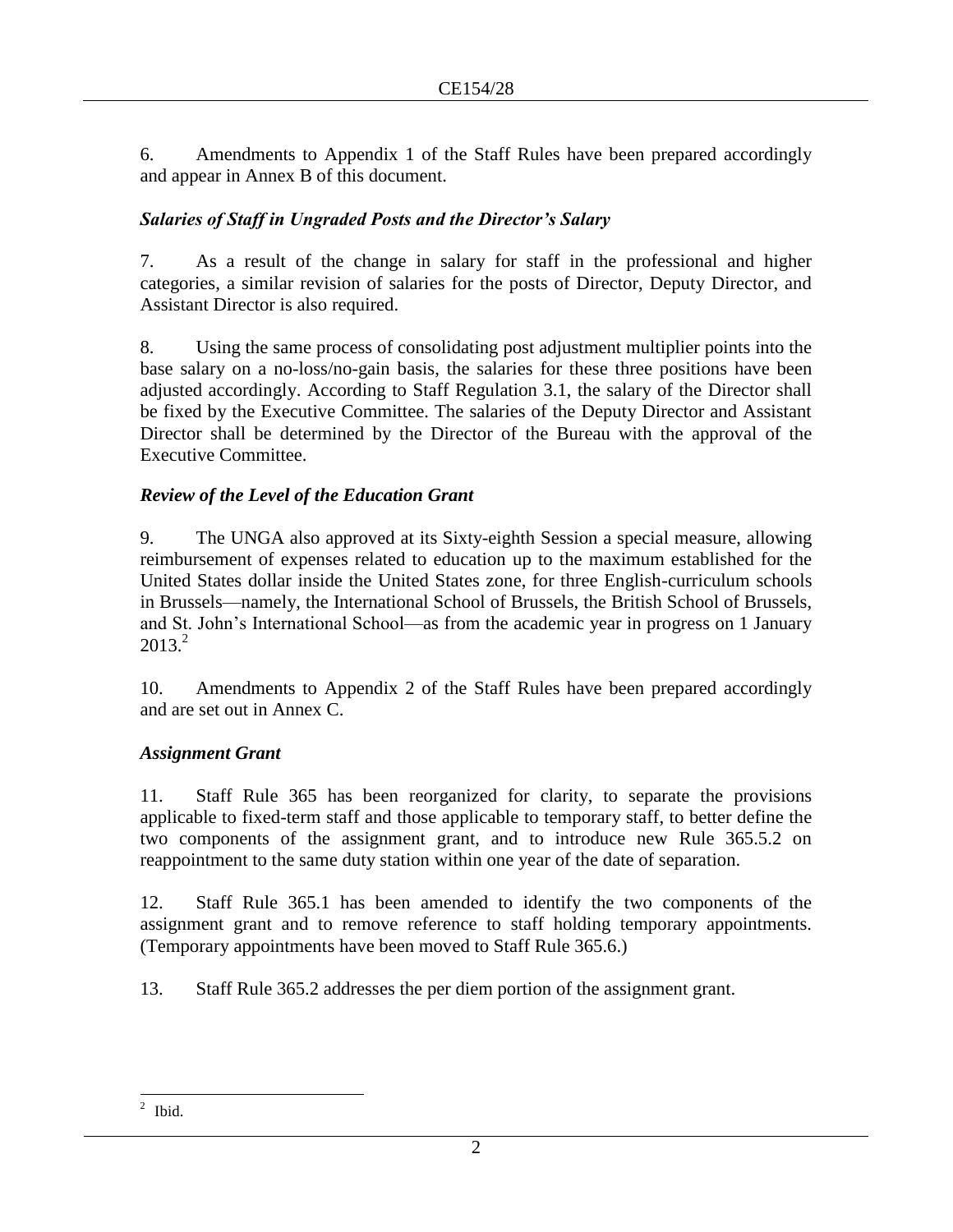6. Amendments to Appendix 1 of the Staff Rules have been prepared accordingly and appear in Annex B of this document.

### *Salaries of Staff in Ungraded Posts and the Director's Salary*

7. As a result of the change in salary for staff in the professional and higher categories, a similar revision of salaries for the posts of Director, Deputy Director, and Assistant Director is also required.

8. Using the same process of consolidating post adjustment multiplier points into the base salary on a no-loss/no-gain basis, the salaries for these three positions have been adjusted accordingly. According to Staff Regulation 3.1, the salary of the Director shall be fixed by the Executive Committee. The salaries of the Deputy Director and Assistant Director shall be determined by the Director of the Bureau with the approval of the Executive Committee.

### *Review of the Level of the Education Grant*

9. The UNGA also approved at its Sixty-eighth Session a special measure, allowing reimbursement of expenses related to education up to the maximum established for the United States dollar inside the United States zone, for three English-curriculum schools in Brussels—namely, the International School of Brussels, the British School of Brussels, and St. John's International School—as from the academic year in progress on 1 January 2013.[2]

10. Amendments to Appendix 2 of the Staff Rules have been prepared accordingly and are set out in Annex C.

### *Assignment Grant*

11. Staff Rule 365 has been reorganized for clarity, to separate the provisions applicable to fixed-term staff and those applicable to temporary staff, to better define the two components of the assignment grant, and to introduce new Rule 365.5.2 on reappointment to the same duty station within one year of the date of separation.

12. Staff Rule 365.1 has been amended to identify the two components of the assignment grant and to remove reference to staff holding temporary appointments. (Temporary appointments have been moved to Staff Rule 365.6.)

13. Staff Rule 365.2 addresses the per diem portion of the assignment grant.

---

[2] Ibid.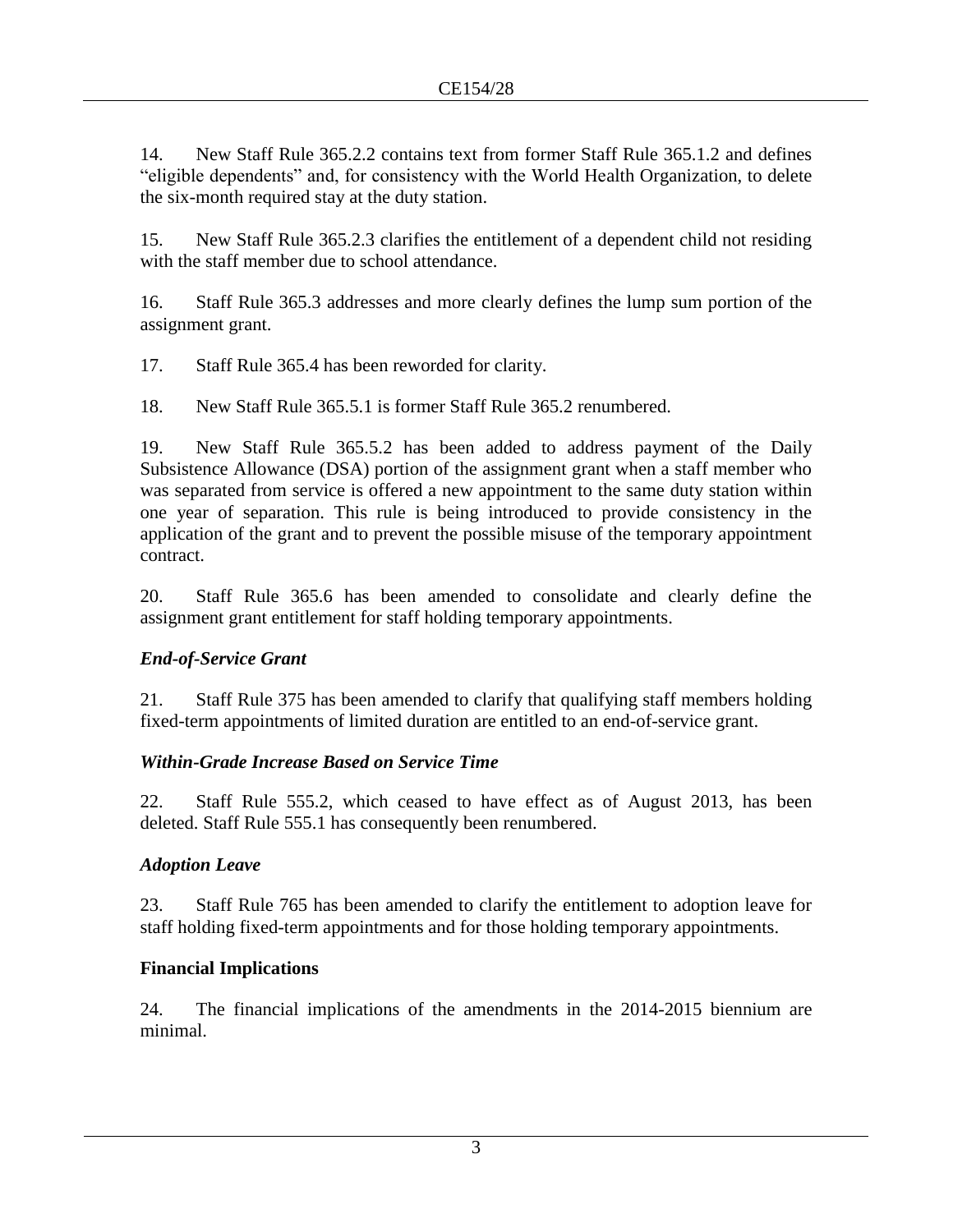14. New Staff Rule 365.2.2 contains text from former Staff Rule 365.1.2 and defines "eligible dependents" and, for consistency with the World Health Organization, to delete the six-month required stay at the duty station.

15. New Staff Rule 365.2.3 clarifies the entitlement of a dependent child not residing with the staff member due to school attendance.

16. Staff Rule 365.3 addresses and more clearly defines the lump sum portion of the assignment grant.

17. Staff Rule 365.4 has been reworded for clarity.

18. New Staff Rule 365.5.1 is former Staff Rule 365.2 renumbered.

19. New Staff Rule 365.5.2 has been added to address payment of the Daily Subsistence Allowance (DSA) portion of the assignment grant when a staff member who was separated from service is offered a new appointment to the same duty station within one year of separation. This rule is being introduced to provide consistency in the application of the grant and to prevent the possible misuse of the temporary appointment contract.

20. Staff Rule 365.6 has been amended to consolidate and clearly define the assignment grant entitlement for staff holding temporary appointments.

### *End-of-Service Grant*

21. Staff Rule 375 has been amended to clarify that qualifying staff members holding fixed-term appointments of limited duration are entitled to an end-of-service grant.

### *Within-Grade Increase Based on Service Time*

22. Staff Rule 555.2, which ceased to have effect as of August 2013, has been deleted. Staff Rule 555.1 has consequently been renumbered.

### *Adoption Leave*

23. Staff Rule 765 has been amended to clarify the entitlement to adoption leave for staff holding fixed-term appointments and for those holding temporary appointments.

## Financial Implications

24. The financial implications of the amendments in the 2014-2015 biennium are minimal.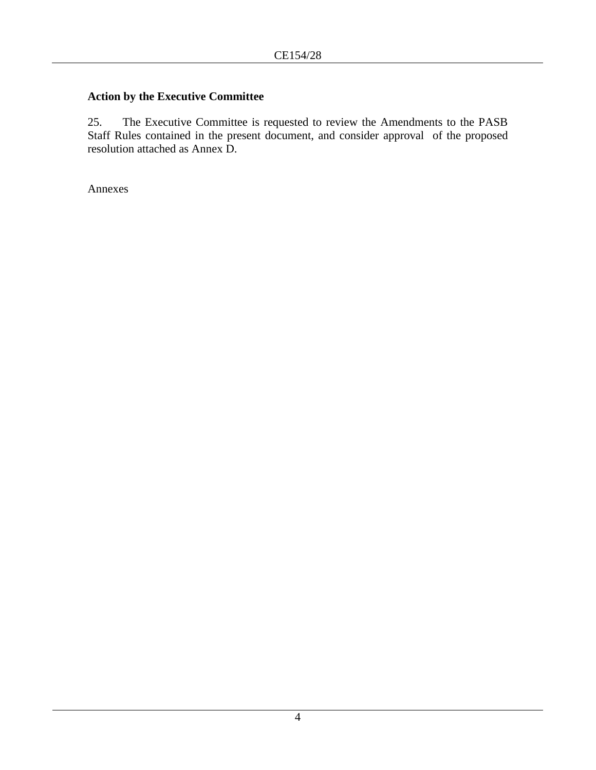**Action by the Executive Committee**

25. The Executive Committee is requested to review the Amendments to the PASB Staff Rules contained in the present document, and consider approval of the proposed resolution attached as Annex D.

Annexes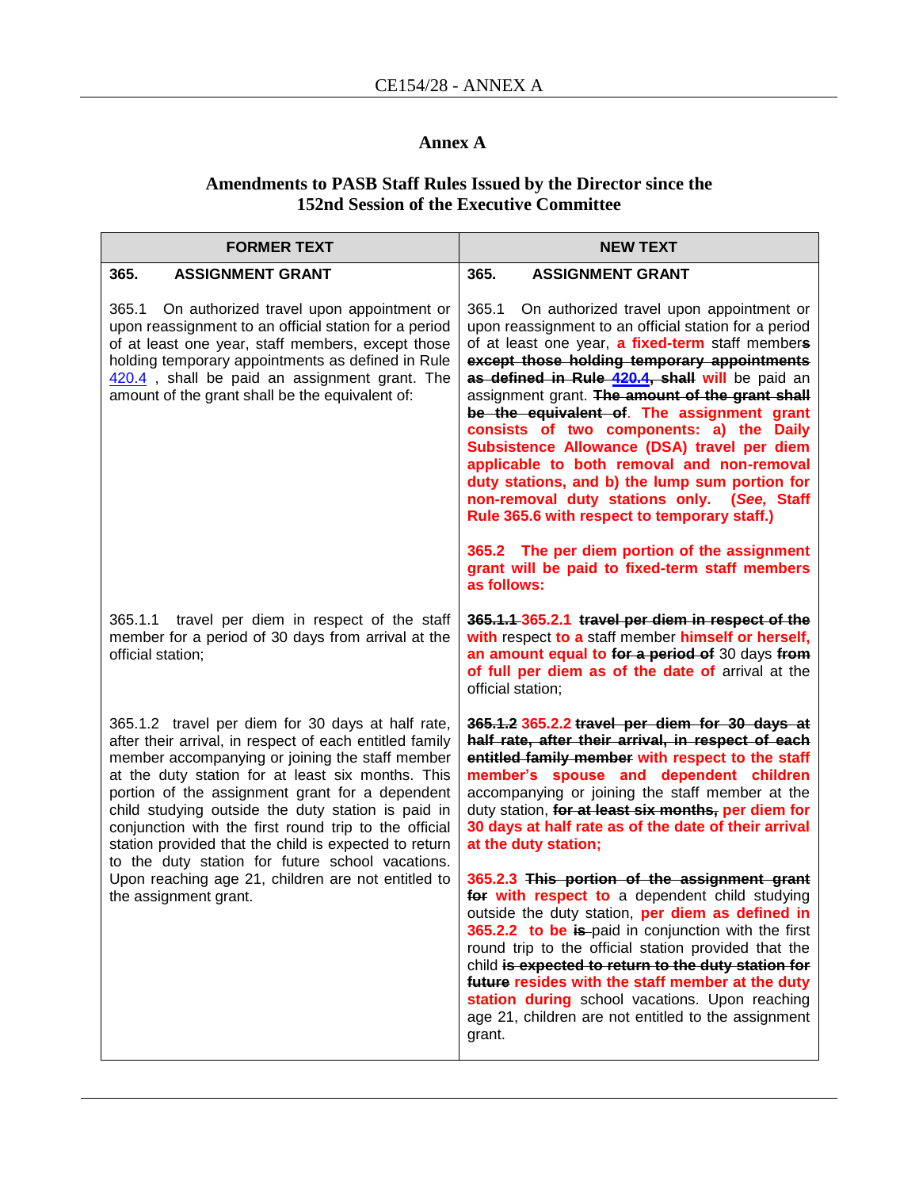# Annex A

## Amendments to PASB Staff Rules Issued by the Director since the 152nd Session of the Executive Committee

| FORMER TEXT | NEW TEXT |
|---|---|
| **365. ASSIGNMENT GRANT** | **365. ASSIGNMENT GRANT** |
| 365.1 On authorized travel upon appointment or upon reassignment to an official station for a period of at least one year, staff members, except those holding temporary appointments as defined in Rule 420.4 , shall be paid an assignment grant. The amount of the grant shall be the equivalent of: | 365.1 On authorized travel upon appointment or upon reassignment to an official station for a period of at least one year, **a fixed-term** staff member~~s~~ ~~except those holding temporary appointments as defined in Rule 420.4, shall~~ **will** be paid an assignment grant. ~~The amount of the grant shall be the equivalent of~~. **The assignment grant consists of two components: a) the Daily Subsistence Allowance (DSA) travel per diem applicable to both removal and non-removal duty stations, and b) the lump sum portion for non-removal duty stations only. (*See,* Staff Rule 365.6 with respect to temporary staff.)**<br><br>**365.2 The per diem portion of the assignment grant will be paid to fixed-term staff members as follows:** |
| 365.1.1 travel per diem in respect of the staff member for a period of 30 days from arrival at the official station; | ~~365.1.1~~ **365.2.1** ~~travel per diem in respect of the~~ **with** respect **to a** staff member **himself or herself, an amount equal to** ~~for a period of~~ 30 days ~~from~~ **of full per diem as of the date of** arrival at the official station; |
| 365.1.2 travel per diem for 30 days at half rate, after their arrival, in respect of each entitled family member accompanying or joining the staff member at the duty station for at least six months. This portion of the assignment grant for a dependent child studying outside the duty station is paid in conjunction with the first round trip to the official station provided that the child is expected to return to the duty station for future school vacations. Upon reaching age 21, children are not entitled to the assignment grant. | ~~365.1.2~~ **365.2.2** ~~travel per diem for 30 days at half rate, after their arrival, in respect of each entitled family member~~ **with respect to the staff member's spouse and dependent children** accompanying or joining the staff member at the duty station, ~~for at least six months,~~ **per diem for 30 days at half rate as of the date of their arrival at the duty station;**<br><br>**365.2.3** ~~This portion of the assignment grant for~~ **with respect to** a dependent child studying outside the duty station, **per diem as defined in 365.2.2 to be** ~~is~~ paid in conjunction with the first round trip to the official station provided that the child ~~is expected to return to the duty station for future~~ **resides with the staff member at the duty station during** school vacations. Upon reaching age 21, children are not entitled to the assignment grant. |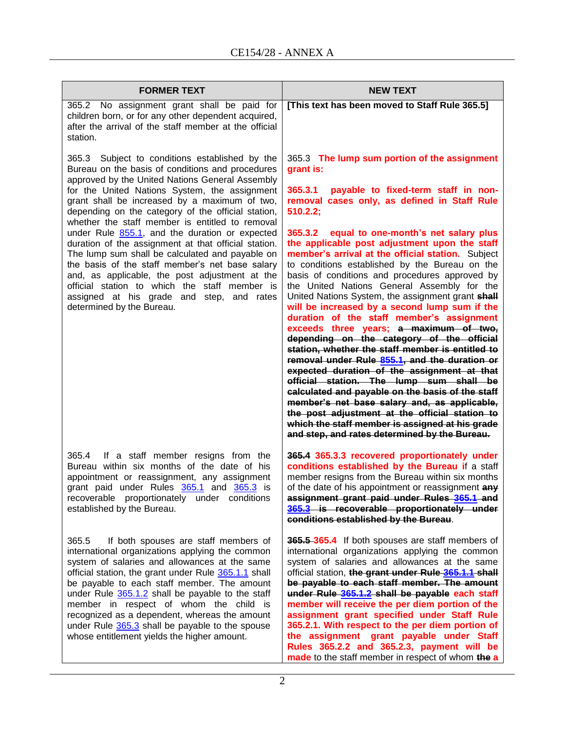| FORMER TEXT | NEW TEXT |
|---|---|
| 365.2 No assignment grant shall be paid for children born, or for any other dependent acquired, after the arrival of the staff member at the official station. | **[This text has been moved to Staff Rule 365.5]** |
| 365.3 Subject to conditions established by the Bureau on the basis of conditions and procedures approved by the United Nations General Assembly for the United Nations System, the assignment grant shall be increased by a maximum of two, depending on the category of the official station, whether the staff member is entitled to removal under Rule 855.1, and the duration or expected duration of the assignment at that official station. The lump sum shall be calculated and payable on the basis of the staff member's net base salary and, as applicable, the post adjustment at the official station to which the staff member is assigned at his grade and step, and rates determined by the Bureau. | 365.3 **The lump sum portion of the assignment grant is:**<br><br>**365.3.1 payable to fixed-term staff in non-removal cases only, as defined in Staff Rule 510.2.2;**<br><br>**365.3.2 equal to one-month's net salary plus the applicable post adjustment upon the staff member's arrival at the official station.** Subject to conditions established by the Bureau on the basis of conditions and procedures approved by the United Nations General Assembly for the United Nations System, the assignment grant ~~shall~~ **will be increased by a second lump sum if the duration of the staff member's assignment exceeds three years;** ~~a maximum of two, depending on the category of the official station, whether the staff member is entitled to removal under Rule 855.1, and the duration or expected duration of the assignment at that official station. The lump sum shall be calculated and payable on the basis of the staff member's net base salary and, as applicable, the post adjustment at the official station to which the staff member is assigned at his grade and step, and rates determined by the Bureau.~~ |
| 365.4 If a staff member resigns from the Bureau within six months of the date of his appointment or reassignment, any assignment grant paid under Rules 365.1 and 365.3 is recoverable proportionately under conditions established by the Bureau. | ~~365.4~~ **365.3.3 recovered proportionately under conditions established by the Bureau i**f a staff member resigns from the Bureau within six months of the date of his appointment or reassignment ~~any assignment grant paid under Rules 365.1 and 365.3 is recoverable proportionately under conditions established by the Bureau~~. |
| 365.5 If both spouses are staff members of international organizations applying the common system of salaries and allowances at the same official station, the grant under Rule 365.1.1 shall be payable to each staff member. The amount under Rule 365.1.2 shall be payable to the staff member in respect of whom the child is recognized as a dependent, whereas the amount under Rule 365.3 shall be payable to the spouse whose entitlement yields the higher amount. | ~~365.5~~ **365.4** If both spouses are staff members of international organizations applying the common system of salaries and allowances at the same official station, ~~the grant under Rule 365.1.1 shall be payable to each staff member. The amount under Rule 365.1.2 shall be payable~~ **each staff member will receive the per diem portion of the assignment grant specified under Staff Rule 365.2.1. With respect to the per diem portion of the assignment grant payable under Staff Rules 365.2.2 and 365.2.3, payment will be made** to the staff member in respect of whom ~~the~~ **a** |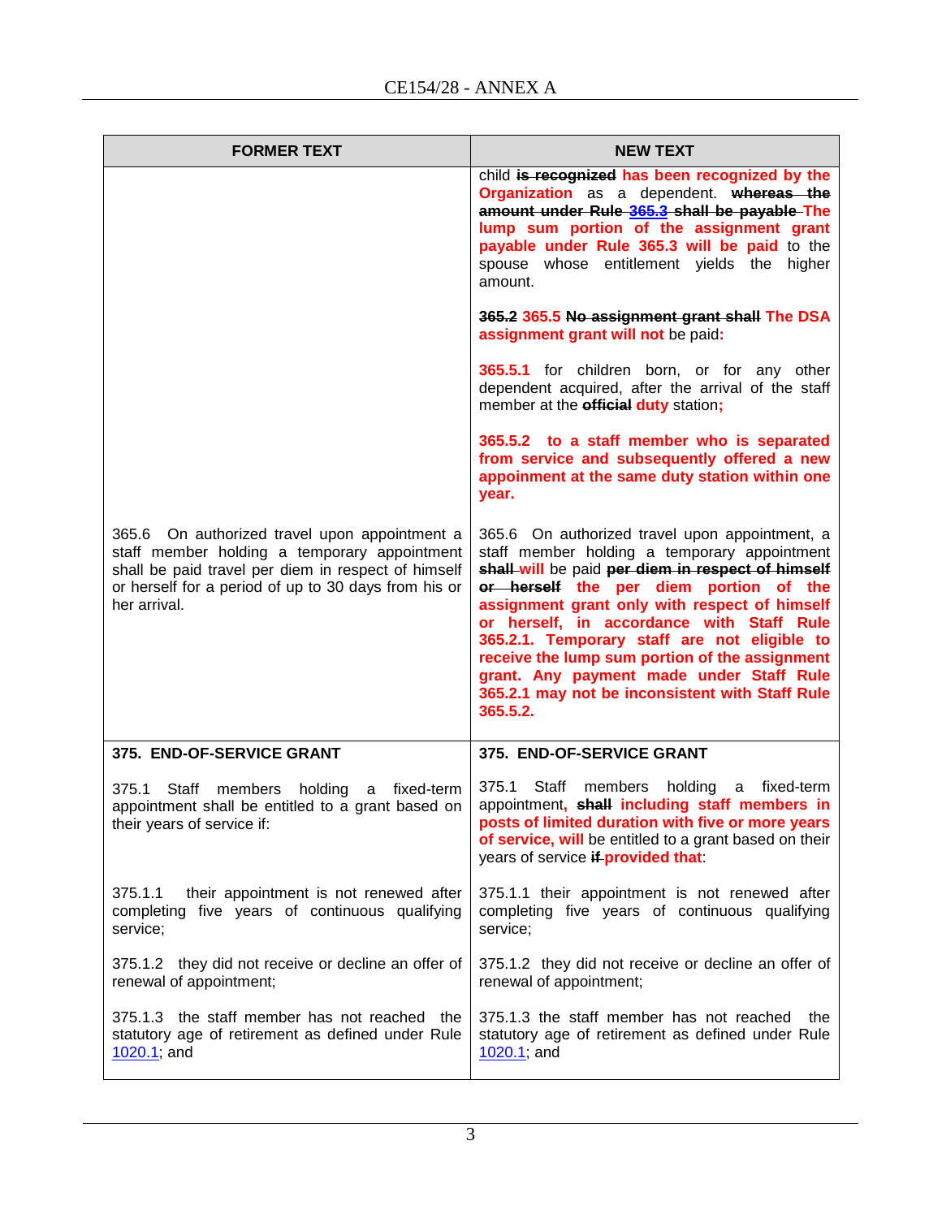| FORMER TEXT | NEW TEXT |
|---|---|
| | child ~~is recognized~~ **has been recognized by the Organization** as a dependent. ~~whereas the amount under Rule 365.3 shall be payable~~ **The lump sum portion of the assignment grant payable under Rule 365.3 will be paid** to the spouse whose entitlement yields the higher amount.<br><br>~~365.2~~ **365.5** ~~No assignment grant shall~~ **The DSA assignment grant will not** be paid**:**<br><br>**365.5.1** for children born, or for any other dependent acquired, after the arrival of the staff member at the ~~official~~ **duty** station**;**<br><br>**365.5.2 to a staff member who is separated from service and subsequently offered a new appoinment at the same duty station within one year.** |
| 365.6 On authorized travel upon appointment a staff member holding a temporary appointment shall be paid travel per diem in respect of himself or herself for a period of up to 30 days from his or her arrival. | 365.6 On authorized travel upon appointment, a staff member holding a temporary appointment ~~shall~~ **will** be paid ~~per diem in respect of himself or herself~~ **the per diem portion of the assignment grant only with respect of himself or herself, in accordance with Staff Rule 365.2.1. Temporary staff are not eligible to receive the lump sum portion of the assignment grant. Any payment made under Staff Rule 365.2.1 may not be inconsistent with Staff Rule 365.5.2.** |
| **375. END-OF-SERVICE GRANT**<br><br>375.1 Staff members holding a fixed-term appointment shall be entitled to a grant based on their years of service if:<br><br>375.1.1 their appointment is not renewed after completing five years of continuous qualifying service;<br><br>375.1.2 they did not receive or decline an offer of renewal of appointment;<br><br>375.1.3 the staff member has not reached the statutory age of retirement as defined under Rule 1020.1; and | **375. END-OF-SERVICE GRANT**<br><br>375.1 Staff members holding a fixed-term appointment**,** ~~shall~~ **including staff members in posts of limited duration with five or more years of service, will** be entitled to a grant based on their years of service ~~if~~ **provided that**:<br><br>375.1.1 their appointment is not renewed after completing five years of continuous qualifying service;<br><br>375.1.2 they did not receive or decline an offer of renewal of appointment;<br><br>375.1.3 the staff member has not reached the statutory age of retirement as defined under Rule 1020.1; and |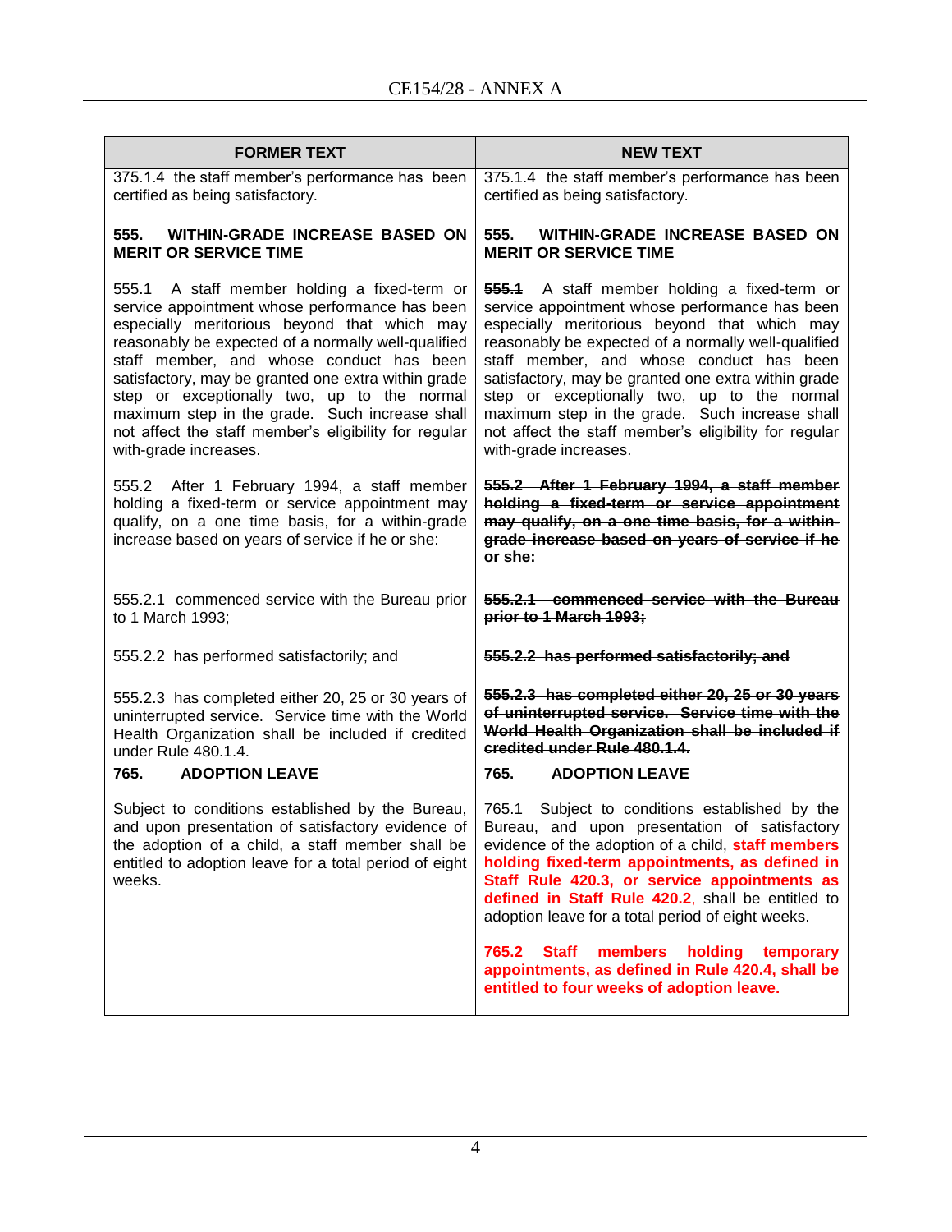| FORMER TEXT | NEW TEXT |
| --- | --- |
| 375.1.4 the staff member's performance has been certified as being satisfactory. | 375.1.4 the staff member's performance has been certified as being satisfactory. |
| **555. WITHIN-GRADE INCREASE BASED ON MERIT OR SERVICE TIME** | **555. WITHIN-GRADE INCREASE BASED ON MERIT ~~OR SERVICE TIME~~** |
| 555.1 A staff member holding a fixed-term or service appointment whose performance has been especially meritorious beyond that which may reasonably be expected of a normally well-qualified staff member, and whose conduct has been satisfactory, may be granted one extra within grade step or exceptionally two, up to the normal maximum step in the grade. Such increase shall not affect the staff member's eligibility for regular with-grade increases. | **~~555.1~~** A staff member holding a fixed-term or service appointment whose performance has been especially meritorious beyond that which may reasonably be expected of a normally well-qualified staff member, and whose conduct has been satisfactory, may be granted one extra within grade step or exceptionally two, up to the normal maximum step in the grade. Such increase shall not affect the staff member's eligibility for regular with-grade increases. |
| 555.2 After 1 February 1994, a staff member holding a fixed-term or service appointment may qualify, on a one time basis, for a within-grade increase based on years of service if he or she: | **~~555.2 After 1 February 1994, a staff member holding a fixed-term or service appointment may qualify, on a one time basis, for a within-grade increase based on years of service if he or she:~~** |
| 555.2.1 commenced service with the Bureau prior to 1 March 1993; | **~~555.2.1 commenced service with the Bureau prior to 1 March 1993;~~** |
| 555.2.2 has performed satisfactorily; and | **~~555.2.2 has performed satisfactorily; and~~** |
| 555.2.3 has completed either 20, 25 or 30 years of uninterrupted service. Service time with the World Health Organization shall be included if credited under Rule 480.1.4. | **~~555.2.3 has completed either 20, 25 or 30 years of uninterrupted service. Service time with the World Health Organization shall be included if credited under Rule 480.1.4.~~** |
| **765. ADOPTION LEAVE** | **765. ADOPTION LEAVE** |
| Subject to conditions established by the Bureau, and upon presentation of satisfactory evidence of the adoption of a child, a staff member shall be entitled to adoption leave for a total period of eight weeks. | 765.1 Subject to conditions established by the Bureau, and upon presentation of satisfactory evidence of the adoption of a child, **staff members holding fixed-term appointments, as defined in Staff Rule 420.3, or service appointments as defined in Staff Rule 420.2**, shall be entitled to adoption leave for a total period of eight weeks.<br><br>**765.2 Staff members holding temporary appointments, as defined in Rule 420.4, shall be entitled to four weeks of adoption leave.** |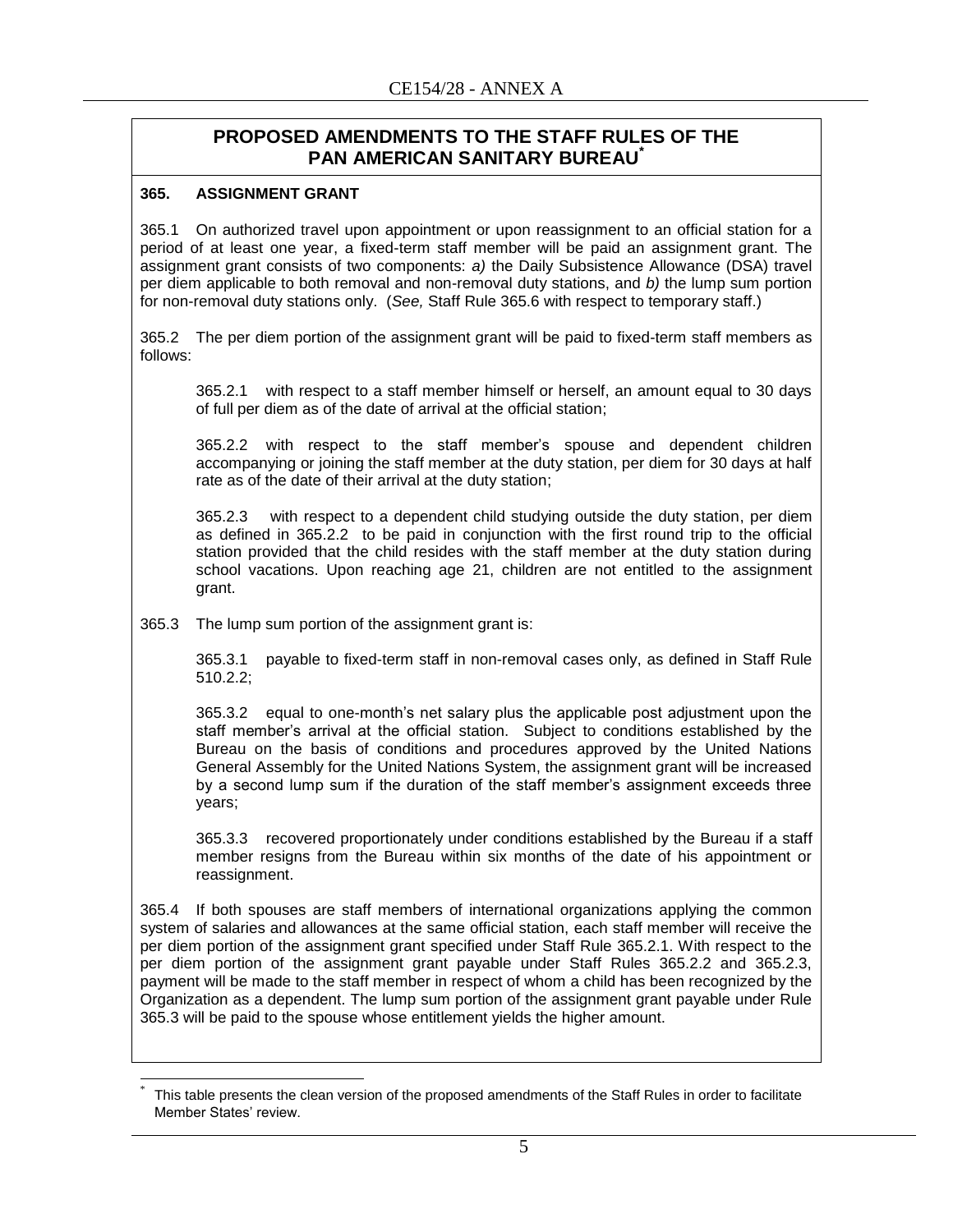## PROPOSED AMENDMENTS TO THE STAFF RULES OF THE PAN AMERICAN SANITARY BUREAU*

**365. ASSIGNMENT GRANT**

365.1 On authorized travel upon appointment or upon reassignment to an official station for a period of at least one year, a fixed-term staff member will be paid an assignment grant. The assignment grant consists of two components: *a)* the Daily Subsistence Allowance (DSA) travel per diem applicable to both removal and non-removal duty stations, and *b)* the lump sum portion for non-removal duty stations only. (*See,* Staff Rule 365.6 with respect to temporary staff.)

365.2 The per diem portion of the assignment grant will be paid to fixed-term staff members as follows:

> 365.2.1 with respect to a staff member himself or herself, an amount equal to 30 days of full per diem as of the date of arrival at the official station;
>
> 365.2.2 with respect to the staff member's spouse and dependent children accompanying or joining the staff member at the duty station, per diem for 30 days at half rate as of the date of their arrival at the duty station;
>
> 365.2.3 with respect to a dependent child studying outside the duty station, per diem as defined in 365.2.2 to be paid in conjunction with the first round trip to the official station provided that the child resides with the staff member at the duty station during school vacations. Upon reaching age 21, children are not entitled to the assignment grant.

365.3 The lump sum portion of the assignment grant is:

> 365.3.1 payable to fixed-term staff in non-removal cases only, as defined in Staff Rule 510.2.2;
>
> 365.3.2 equal to one-month's net salary plus the applicable post adjustment upon the staff member's arrival at the official station. Subject to conditions established by the Bureau on the basis of conditions and procedures approved by the United Nations General Assembly for the United Nations System, the assignment grant will be increased by a second lump sum if the duration of the staff member's assignment exceeds three years;
>
> 365.3.3 recovered proportionately under conditions established by the Bureau if a staff member resigns from the Bureau within six months of the date of his appointment or reassignment.

365.4 If both spouses are staff members of international organizations applying the common system of salaries and allowances at the same official station, each staff member will receive the per diem portion of the assignment grant specified under Staff Rule 365.2.1. With respect to the per diem portion of the assignment grant payable under Staff Rules 365.2.2 and 365.2.3, payment will be made to the staff member in respect of whom a child has been recognized by the Organization as a dependent. The lump sum portion of the assignment grant payable under Rule 365.3 will be paid to the spouse whose entitlement yields the higher amount.

---

\* This table presents the clean version of the proposed amendments of the Staff Rules in order to facilitate Member States' review.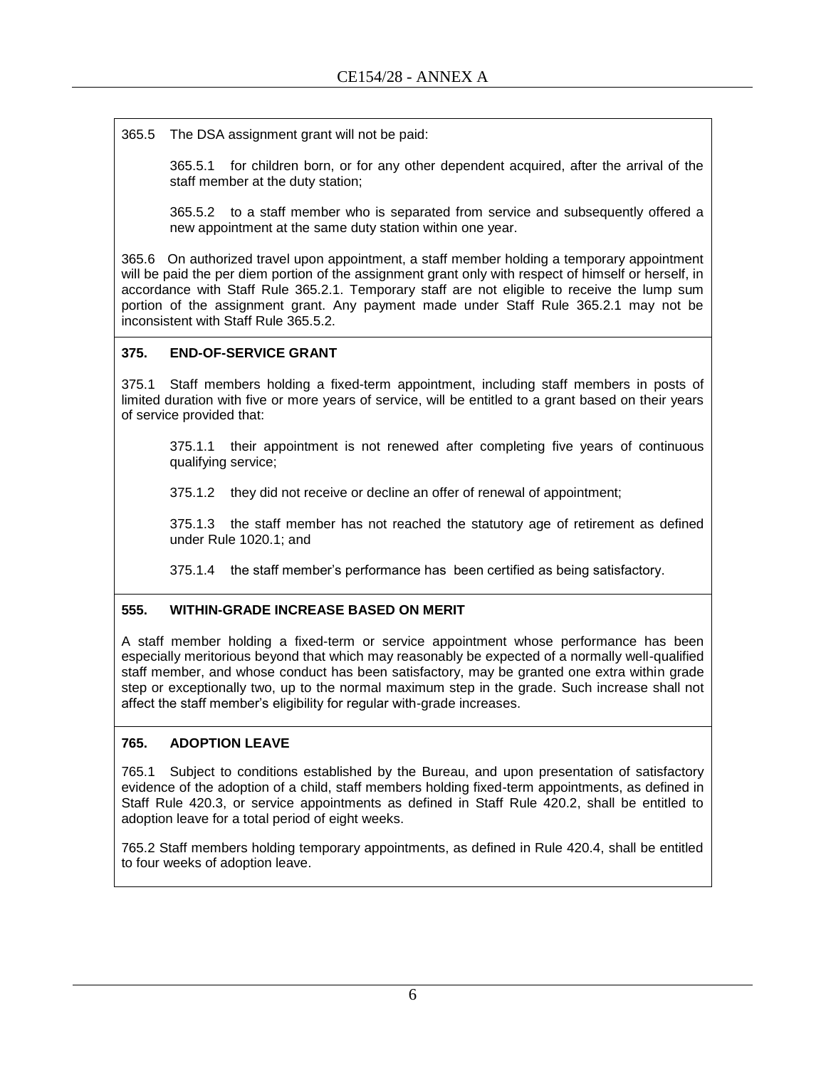365.5 The DSA assignment grant will not be paid:

365.5.1 for children born, or for any other dependent acquired, after the arrival of the staff member at the duty station;

365.5.2 to a staff member who is separated from service and subsequently offered a new appointment at the same duty station within one year.

365.6 On authorized travel upon appointment, a staff member holding a temporary appointment will be paid the per diem portion of the assignment grant only with respect of himself or herself, in accordance with Staff Rule 365.2.1. Temporary staff are not eligible to receive the lump sum portion of the assignment grant. Any payment made under Staff Rule 365.2.1 may not be inconsistent with Staff Rule 365.5.2.

**375. END-OF-SERVICE GRANT**

375.1 Staff members holding a fixed-term appointment, including staff members in posts of limited duration with five or more years of service, will be entitled to a grant based on their years of service provided that:

375.1.1 their appointment is not renewed after completing five years of continuous qualifying service;

375.1.2 they did not receive or decline an offer of renewal of appointment;

375.1.3 the staff member has not reached the statutory age of retirement as defined under Rule 1020.1; and

375.1.4 the staff member's performance has been certified as being satisfactory.

**555. WITHIN-GRADE INCREASE BASED ON MERIT**

A staff member holding a fixed-term or service appointment whose performance has been especially meritorious beyond that which may reasonably be expected of a normally well-qualified staff member, and whose conduct has been satisfactory, may be granted one extra within grade step or exceptionally two, up to the normal maximum step in the grade. Such increase shall not affect the staff member's eligibility for regular with-grade increases.

**765. ADOPTION LEAVE**

765.1 Subject to conditions established by the Bureau, and upon presentation of satisfactory evidence of the adoption of a child, staff members holding fixed-term appointments, as defined in Staff Rule 420.3, or service appointments as defined in Staff Rule 420.2, shall be entitled to adoption leave for a total period of eight weeks.

765.2 Staff members holding temporary appointments, as defined in Rule 420.4, shall be entitled to four weeks of adoption leave.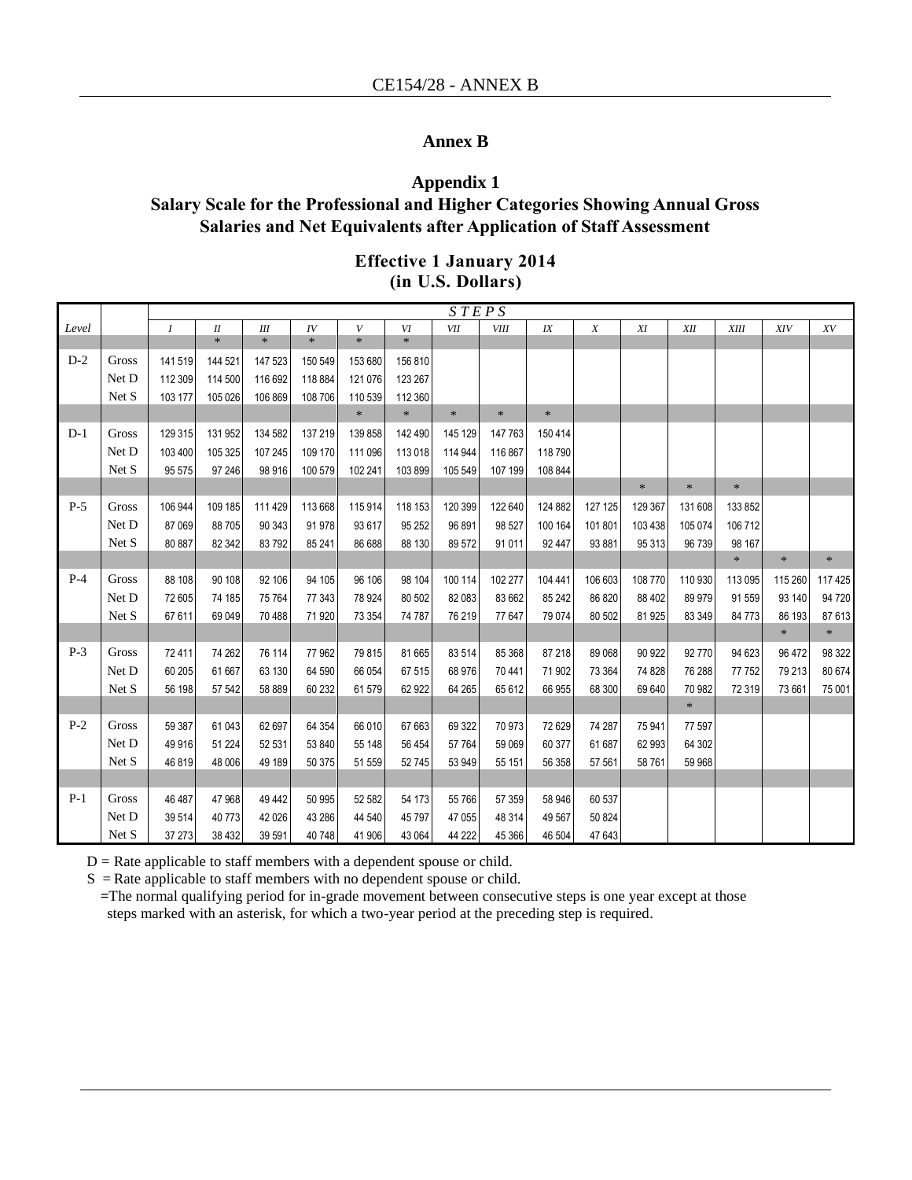# Annex B

## Appendix 1

## Salary Scale for the Professional and Higher Categories Showing Annual Gross Salaries and Net Equivalents after Application of Staff Assessment

### Effective 1 January 2014
### (in U.S. Dollars)

| Level | | STEPS | | | | | | | | | | | | | | |
|---|---|---|---|---|---|---|---|---|---|---|---|---|---|---|---|---|
| | | I | II | III | IV | V | VI | VII | VIII | IX | X | XI | XII | XIII | XIV | XV |
| | | | * | * | * | * | * | | | | | | | | | |
| D-2 | Gross | 141 519 | 144 521 | 147 523 | 150 549 | 153 680 | 156 810 | | | | | | | | | |
| | Net D | 112 309 | 114 500 | 116 692 | 118 884 | 121 076 | 123 267 | | | | | | | | | |
| | Net S | 103 177 | 105 026 | 106 869 | 108 706 | 110 539 | 112 360 | | | | | | | | | |
| | | | | | | * | * | * | * | * | | | | | | |
| D-1 | Gross | 129 315 | 131 952 | 134 582 | 137 219 | 139 858 | 142 490 | 145 129 | 147 763 | 150 414 | | | | | | |
| | Net D | 103 400 | 105 325 | 107 245 | 109 170 | 111 096 | 113 018 | 114 944 | 116 867 | 118 790 | | | | | | |
| | Net S | 95 575 | 97 246 | 98 916 | 100 579 | 102 241 | 103 899 | 105 549 | 107 199 | 108 844 | | | | | | |
| | | | | | | | | | | | | * | * | * | | |
| P-5 | Gross | 106 944 | 109 185 | 111 429 | 113 668 | 115 914 | 118 153 | 120 399 | 122 640 | 124 882 | 127 125 | 129 367 | 131 608 | 133 852 | | |
| | Net D | 87 069 | 88 705 | 90 343 | 91 978 | 93 617 | 95 252 | 96 891 | 98 527 | 100 164 | 101 801 | 103 438 | 105 074 | 106 712 | | |
| | Net S | 80 887 | 82 342 | 83 792 | 85 241 | 86 688 | 88 130 | 89 572 | 91 011 | 92 447 | 93 881 | 95 313 | 96 739 | 98 167 | | |
| | | | | | | | | | | | | | | * | * | * |
| P-4 | Gross | 88 108 | 90 108 | 92 106 | 94 105 | 96 106 | 98 104 | 100 114 | 102 277 | 104 441 | 106 603 | 108 770 | 110 930 | 113 095 | 115 260 | 117 425 |
| | Net D | 72 605 | 74 185 | 75 764 | 77 343 | 78 924 | 80 502 | 82 083 | 83 662 | 85 242 | 86 820 | 88 402 | 89 979 | 91 559 | 93 140 | 94 720 |
| | Net S | 67 611 | 69 049 | 70 488 | 71 920 | 73 354 | 74 787 | 76 219 | 77 647 | 79 074 | 80 502 | 81 925 | 83 349 | 84 773 | 86 193 | 87 613 |
| | | | | | | | | | | | | | | | * | * |
| P-3 | Gross | 72 411 | 74 262 | 76 114 | 77 962 | 79 815 | 81 665 | 83 514 | 85 368 | 87 218 | 89 068 | 90 922 | 92 770 | 94 623 | 96 472 | 98 322 |
| | Net D | 60 205 | 61 667 | 63 130 | 64 590 | 66 054 | 67 515 | 68 976 | 70 441 | 71 902 | 73 364 | 74 828 | 76 288 | 77 752 | 79 213 | 80 674 |
| | Net S | 56 198 | 57 542 | 58 889 | 60 232 | 61 579 | 62 922 | 64 265 | 65 612 | 66 955 | 68 300 | 69 640 | 70 982 | 72 319 | 73 661 | 75 001 |
| | | | | | | | | | | | | | * | | | |
| P-2 | Gross | 59 387 | 61 043 | 62 697 | 64 354 | 66 010 | 67 663 | 69 322 | 70 973 | 72 629 | 74 287 | 75 941 | 77 597 | | | |
| | Net D | 49 916 | 51 224 | 52 531 | 53 840 | 55 148 | 56 454 | 57 764 | 59 069 | 60 377 | 61 687 | 62 993 | 64 302 | | | |
| | Net S | 46 819 | 48 006 | 49 189 | 50 375 | 51 559 | 52 745 | 53 949 | 55 151 | 56 358 | 57 561 | 58 761 | 59 968 | | | |
| P-1 | Gross | 46 487 | 47 968 | 49 442 | 50 995 | 52 582 | 54 173 | 55 766 | 57 359 | 58 946 | 60 537 | | | | | |
| | Net D | 39 514 | 40 773 | 42 026 | 43 286 | 44 540 | 45 797 | 47 055 | 48 314 | 49 567 | 50 824 | | | | | |
| | Net S | 37 273 | 38 432 | 39 591 | 40 748 | 41 906 | 43 064 | 44 222 | 45 366 | 46 504 | 47 643 | | | | | |

D = Rate applicable to staff members with a dependent spouse or child.

S = Rate applicable to staff members with no dependent spouse or child.

=The normal qualifying period for in-grade movement between consecutive steps is one year except at those steps marked with an asterisk, for which a two-year period at the preceding step is required.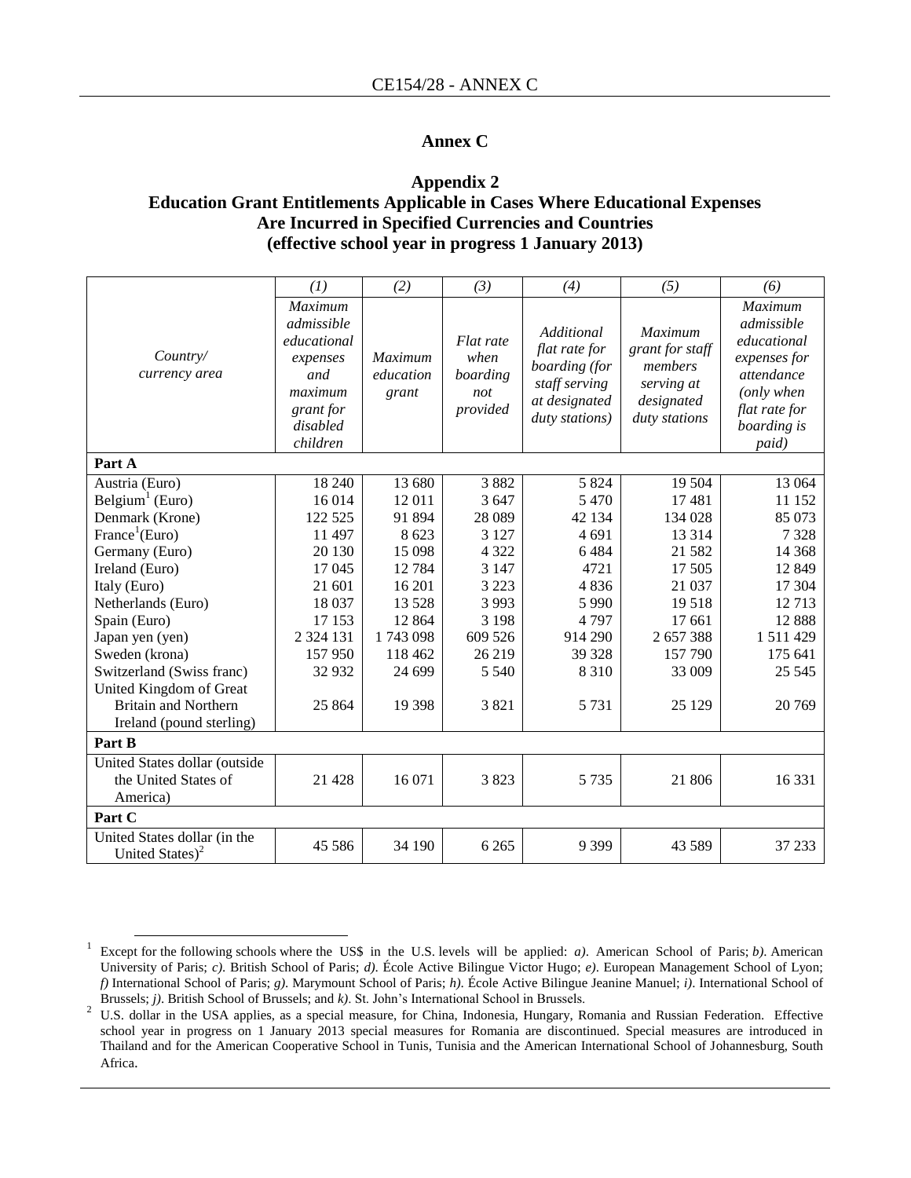CE154/28 - ANNEX C

# Annex C

## Appendix 2
## Education Grant Entitlements Applicable in Cases Where Educational Expenses Are Incurred in Specified Currencies and Countries
## (effective school year in progress 1 January 2013)

| | *(1)* | *(2)* | *(3)* | *(4)* | *(5)* | *(6)* |
|---|---|---|---|---|---|---|
| *Country/ currency area* | *Maximum admissible educational expenses and maximum grant for disabled children* | *Maximum education grant* | *Flat rate when boarding not provided* | *Additional flat rate for boarding (for staff serving at designated duty stations)* | *Maximum grant for staff members serving at designated duty stations* | *Maximum admissible educational expenses for attendance (only when flat rate for boarding is paid)* |
| **Part A** | | | | | | |
| Austria (Euro) | 18 240 | 13 680 | 3 882 | 5 824 | 19 504 | 13 064 |
| Belgium[1] (Euro) | 16 014 | 12 011 | 3 647 | 5 470 | 17 481 | 11 152 |
| Denmark (Krone) | 122 525 | 91 894 | 28 089 | 42 134 | 134 028 | 85 073 |
| France[1](Euro) | 11 497 | 8 623 | 3 127 | 4 691 | 13 314 | 7 328 |
| Germany (Euro) | 20 130 | 15 098 | 4 322 | 6 484 | 21 582 | 14 368 |
| Ireland (Euro) | 17 045 | 12 784 | 3 147 | 4721 | 17 505 | 12 849 |
| Italy (Euro) | 21 601 | 16 201 | 3 223 | 4 836 | 21 037 | 17 304 |
| Netherlands (Euro) | 18 037 | 13 528 | 3 993 | 5 990 | 19 518 | 12 713 |
| Spain (Euro) | 17 153 | 12 864 | 3 198 | 4 797 | 17 661 | 12 888 |
| Japan yen (yen) | 2 324 131 | 1 743 098 | 609 526 | 914 290 | 2 657 388 | 1 511 429 |
| Sweden (krona) | 157 950 | 118 462 | 26 219 | 39 328 | 157 790 | 175 641 |
| Switzerland (Swiss franc) | 32 932 | 24 699 | 5 540 | 8 310 | 33 009 | 25 545 |
| United Kingdom of Great Britain and Northern Ireland (pound sterling) | 25 864 | 19 398 | 3 821 | 5 731 | 25 129 | 20 769 |
| **Part B** | | | | | | |
| United States dollar (outside the United States of America) | 21 428 | 16 071 | 3 823 | 5 735 | 21 806 | 16 331 |
| **Part C** | | | | | | |
| United States dollar (in the United States)[2] | 45 586 | 34 190 | 6 265 | 9 399 | 43 589 | 37 233 |

[1] Except for the following schools where the US$ in the U.S. levels will be applied: *a)*. American School of Paris; *b)*. American University of Paris; *c)*. British School of Paris; *d)*. École Active Bilingue Victor Hugo; *e)*. European Management School of Lyon; *f)* International School of Paris; *g)*. Marymount School of Paris; *h)*. École Active Bilingue Jeanine Manuel; *i)*. International School of Brussels; *j)*. British School of Brussels; and *k)*. St. John's International School in Brussels.

[2] U.S. dollar in the USA applies, as a special measure, for China, Indonesia, Hungary, Romania and Russian Federation. Effective school year in progress on 1 January 2013 special measures for Romania are discontinued. Special measures are introduced in Thailand and for the American Cooperative School in Tunis, Tunisia and the American International School of Johannesburg, South Africa.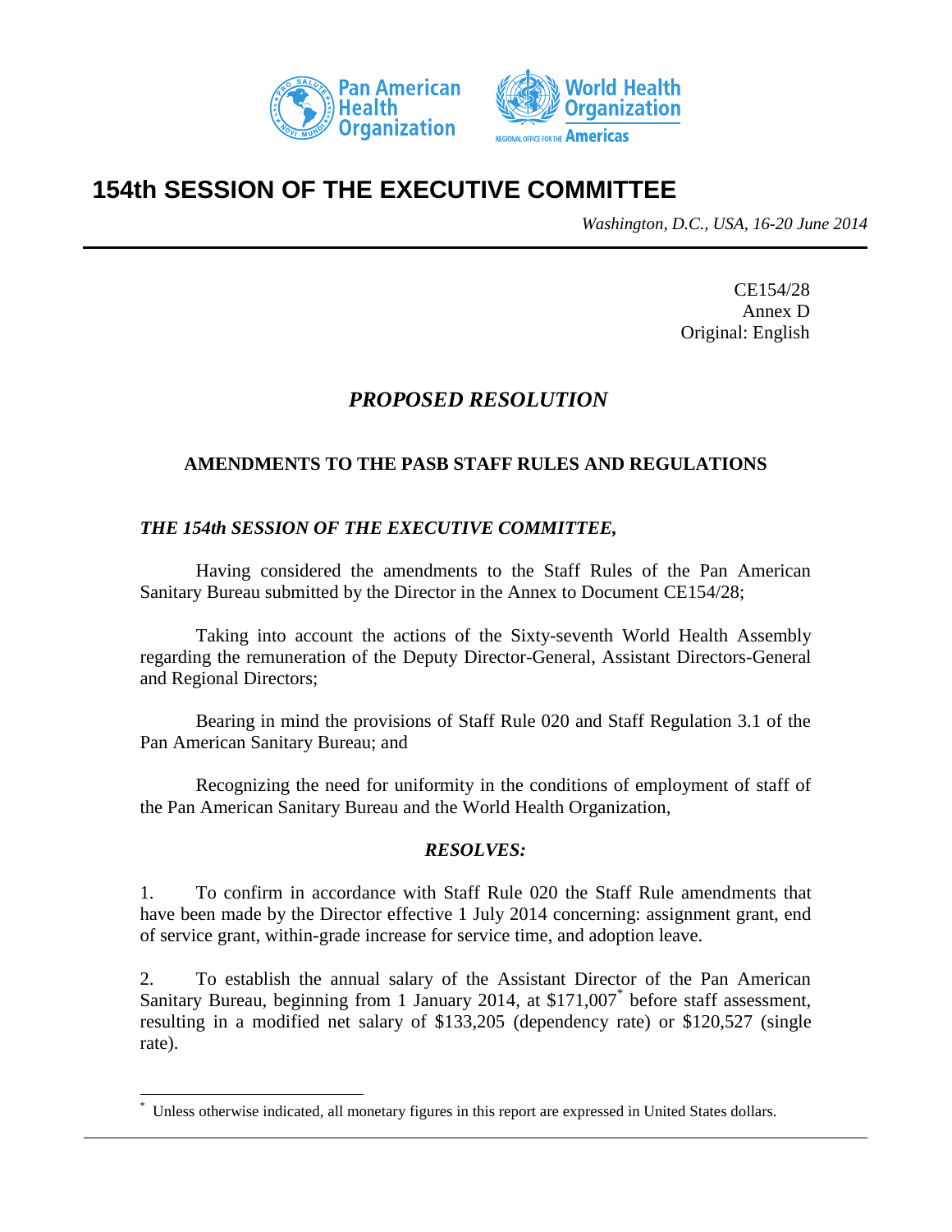# 154th SESSION OF THE EXECUTIVE COMMITTEE

*Washington, D.C., USA, 16-20 June 2014*

CE154/28
Annex D
Original: English

## *PROPOSED RESOLUTION*

### AMENDMENTS TO THE PASB STAFF RULES AND REGULATIONS

***THE 154th SESSION OF THE EXECUTIVE COMMITTEE,***

Having considered the amendments to the Staff Rules of the Pan American Sanitary Bureau submitted by the Director in the Annex to Document CE154/28;

Taking into account the actions of the Sixty-seventh World Health Assembly regarding the remuneration of the Deputy Director-General, Assistant Directors-General and Regional Directors;

Bearing in mind the provisions of Staff Rule 020 and Staff Regulation 3.1 of the Pan American Sanitary Bureau; and

Recognizing the need for uniformity in the conditions of employment of staff of the Pan American Sanitary Bureau and the World Health Organization,

***RESOLVES:***

1. To confirm in accordance with Staff Rule 020 the Staff Rule amendments that have been made by the Director effective 1 July 2014 concerning: assignment grant, end of service grant, within-grade increase for service time, and adoption leave.

2. To establish the annual salary of the Assistant Director of the Pan American Sanitary Bureau, beginning from 1 January 2014, at $171,007* before staff assessment, resulting in a modified net salary of $133,205 (dependency rate) or $120,527 (single rate).

---

\* Unless otherwise indicated, all monetary figures in this report are expressed in United States dollars.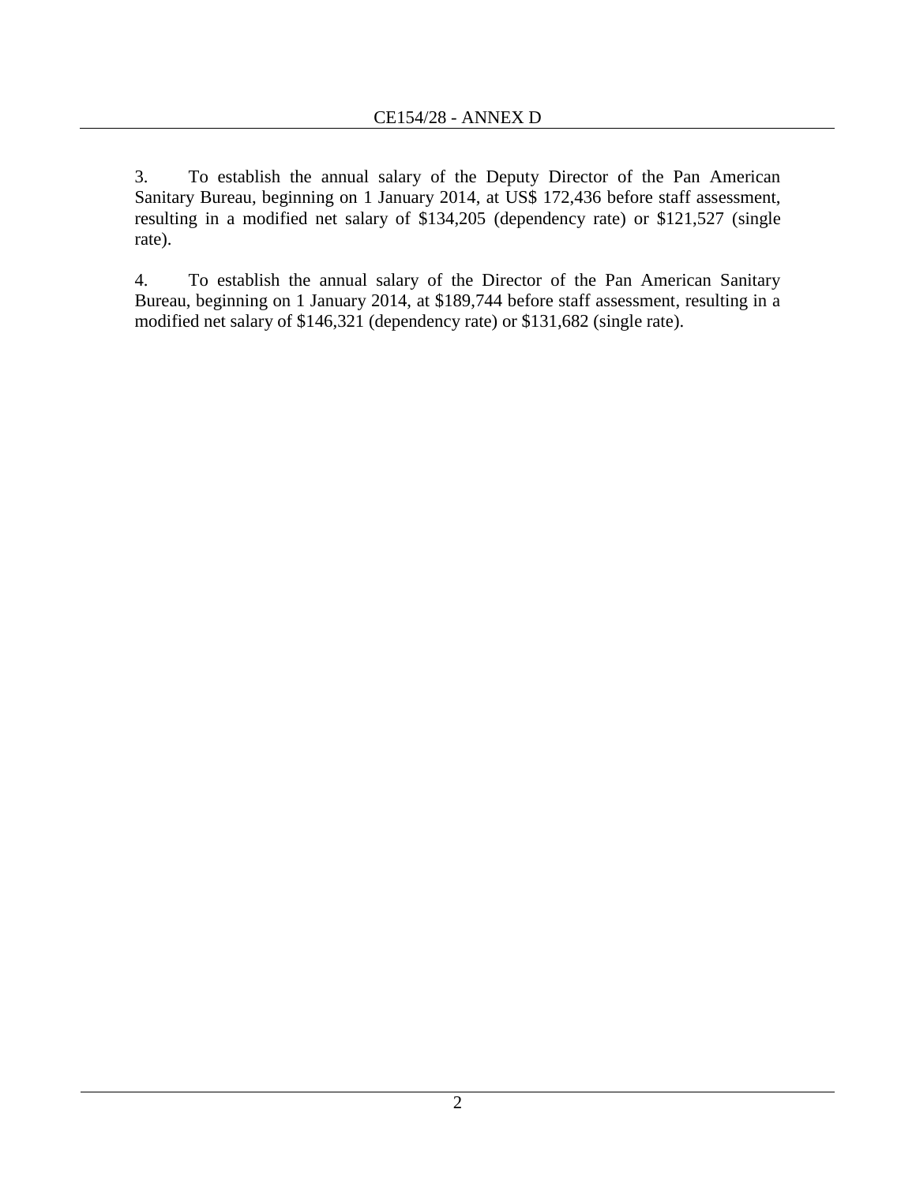3. To establish the annual salary of the Deputy Director of the Pan American Sanitary Bureau, beginning on 1 January 2014, at US$ 172,436 before staff assessment, resulting in a modified net salary of $134,205 (dependency rate) or $121,527 (single rate).

4. To establish the annual salary of the Director of the Pan American Sanitary Bureau, beginning on 1 January 2014, at $189,744 before staff assessment, resulting in a modified net salary of $146,321 (dependency rate) or $131,682 (single rate).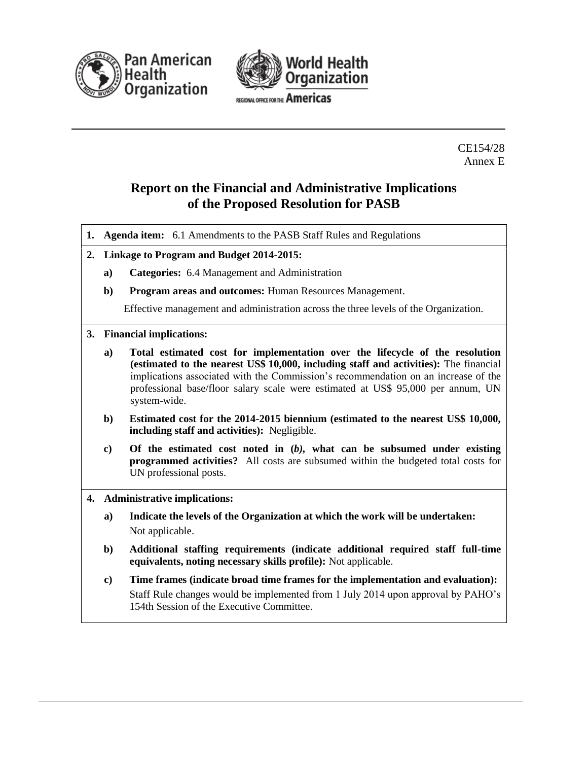CE154/28
Annex E

# Report on the Financial and Administrative Implications of the Proposed Resolution for PASB

**1. Agenda item:** 6.1 Amendments to the PASB Staff Rules and Regulations

**2. Linkage to Program and Budget 2014-2015:**

- **a) Categories:** 6.4 Management and Administration
- **b) Program areas and outcomes:** Human Resources Management.

  Effective management and administration across the three levels of the Organization.

**3. Financial implications:**

- **a) Total estimated cost for implementation over the lifecycle of the resolution (estimated to the nearest US$ 10,000, including staff and activities):** The financial implications associated with the Commission's recommendation on an increase of the professional base/floor salary scale were estimated at US$ 95,000 per annum, UN system-wide.
- **b) Estimated cost for the 2014-2015 biennium (estimated to the nearest US$ 10,000, including staff and activities):** Negligible.
- **c) Of the estimated cost noted in (*b*), what can be subsumed under existing programmed activities?** All costs are subsumed within the budgeted total costs for UN professional posts.

**4. Administrative implications:**

- **a) Indicate the levels of the Organization at which the work will be undertaken:** Not applicable.
- **b) Additional staffing requirements (indicate additional required staff full-time equivalents, noting necessary skills profile):** Not applicable.
- **c) Time frames (indicate broad time frames for the implementation and evaluation):** Staff Rule changes would be implemented from 1 July 2014 upon approval by PAHO's 154th Session of the Executive Committee.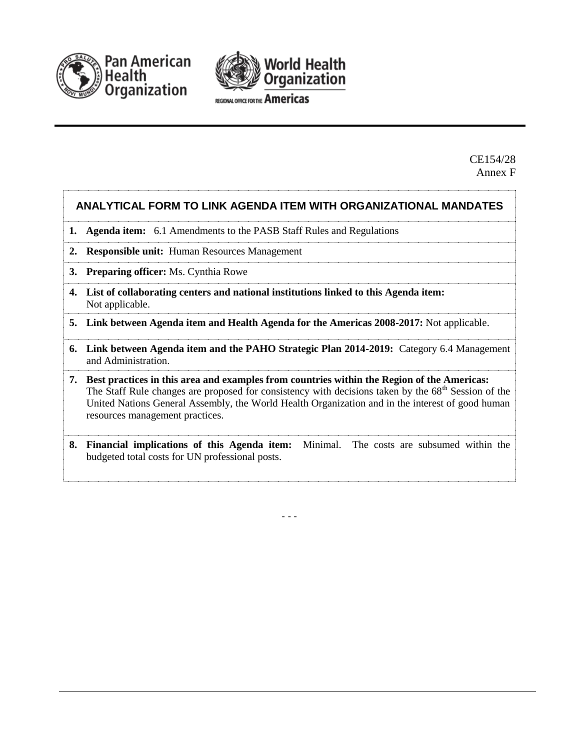CE154/28
Annex F

## ANALYTICAL FORM TO LINK AGENDA ITEM WITH ORGANIZATIONAL MANDATES

1. **Agenda item:** 6.1 Amendments to the PASB Staff Rules and Regulations

2. **Responsible unit:** Human Resources Management

3. **Preparing officer:** Ms. Cynthia Rowe

4. **List of collaborating centers and national institutions linked to this Agenda item:** Not applicable.

5. **Link between Agenda item and Health Agenda for the Americas 2008-2017:** Not applicable.

6. **Link between Agenda item and the PAHO Strategic Plan 2014-2019:** Category 6.4 Management and Administration.

7. **Best practices in this area and examples from countries within the Region of the Americas:** The Staff Rule changes are proposed for consistency with decisions taken by the 68th Session of the United Nations General Assembly, the World Health Organization and in the interest of good human resources management practices.

8. **Financial implications of this Agenda item:** Minimal. The costs are subsumed within the budgeted total costs for UN professional posts.

- - -